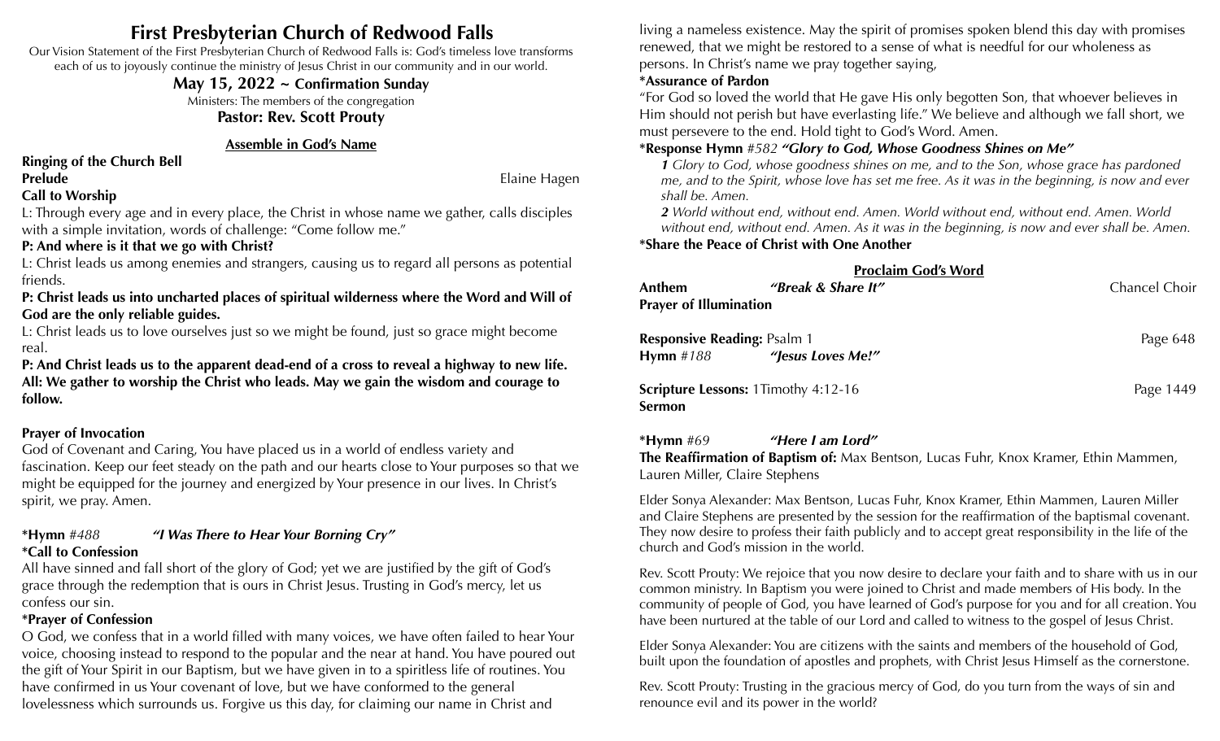# First Presbyterian Church of Redwood Falls

Our Vision Statement of the First Presbyterian Church of Redwood Falls is: God's timeless love transforms each of us to joyously continue the ministry of Jesus Christ in our community and in our world.

**May 15, 2022 ~ Confirmation Sunday**

Ministers: The members of the congregation

**Pastor: Rev. Scott Prouty**

## Assemble in God's Name

**Ringing of the Church Bell**

**Prelude** Elaine Hagen

**Call to Worship**

L: Through every age and in every place, the Christ in whose name we gather, calls disciples with a simple invitation, words of challenge: "Come follow me."

**P: And where is it that we go with Christ?**

L: Christ leads us among enemies and strangers, causing us to regard all persons as potential friends.

**P: Christ leads us into uncharted places of spiritual wilderness where the Word and Will of God are the only reliable guides.**

L: Christ leads us to love ourselves just so we might be found, just so grace might become real.

**P: And Christ leads us to the apparent dead-end of a cross to reveal a highway to new life.**

**All: We gather to worship the Christ who leads. May we gain the wisdom and courage to follow.**

**Prayer of Invocation**

God of Covenant and Caring, You have placed us in a world of endless variety and fascination. Keep our feet steady on the path and our hearts close to Your purposes so that we might be equipped for the journey and energized by Your presence in our lives. In Christ's spirit, we pray. Amen.

**\*Hymn** *#488* ***"I Was There to Hear Your Borning Cry"***

**\*Call to Confession**

All have sinned and fall short of the glory of God; yet we are justified by the gift of God's grace through the redemption that is ours in Christ Jesus. Trusting in God's mercy, let us confess our sin.

**\*Prayer of Confession**

O God, we confess that in a world filled with many voices, we have often failed to hear Your voice, choosing instead to respond to the popular and the near at hand. You have poured out the gift of Your Spirit in our Baptism, but we have given in to a spiritless life of routines. You have confirmed in us Your covenant of love, but we have conformed to the general lovelessness which surrounds us. Forgive us this day, for claiming our name in Christ and living a nameless existence. May the spirit of promises spoken blend this day with promises renewed, that we might be restored to a sense of what is needful for our wholeness as persons. In Christ's name we pray together saying,

**\*Assurance of Pardon**

"For God so loved the world that He gave His only begotten Son, that whoever believes in Him should not perish but have everlasting life." We believe and although we fall short, we must persevere to the end. Hold tight to God's Word. Amen.

**\*Response Hymn** *#582* ***"Glory to God, Whose Goodness Shines on Me"***

*__1__ Glory to God, whose goodness shines on me, and to the Son, whose grace has pardoned me, and to the Spirit, whose love has set me free. As it was in the beginning, is now and ever shall be. Amen.*

*__2__ World without end, without end. Amen. World without end, without end. Amen. World without end, without end. Amen. As it was in the beginning, is now and ever shall be. Amen.*

**\*Share the Peace of Christ with One Another**

## Proclaim God's Word

**Anthem** ***"Break & Share It"*** Chancel Choir

**Prayer of Illumination**

**Responsive Reading:** Psalm 1 Page 648

**Hymn** *#188* ***"Jesus Loves Me!"***

**Scripture Lessons:** 1Timothy 4:12-16 Page 1449

**Sermon**

**\*Hymn** *#69* ***"Here I am Lord"***

**The Reaffirmation of Baptism of:** Max Bentson, Lucas Fuhr, Knox Kramer, Ethin Mammen, Lauren Miller, Claire Stephens

Elder Sonya Alexander: Max Bentson, Lucas Fuhr, Knox Kramer, Ethin Mammen, Lauren Miller and Claire Stephens are presented by the session for the reaffirmation of the baptismal covenant. They now desire to profess their faith publicly and to accept great responsibility in the life of the church and God's mission in the world.

Rev. Scott Prouty: We rejoice that you now desire to declare your faith and to share with us in our common ministry. In Baptism you were joined to Christ and made members of His body. In the community of people of God, you have learned of God's purpose for you and for all creation. You have been nurtured at the table of our Lord and called to witness to the gospel of Jesus Christ.

Elder Sonya Alexander: You are citizens with the saints and members of the household of God, built upon the foundation of apostles and prophets, with Christ Jesus Himself as the cornerstone.

Rev. Scott Prouty: Trusting in the gracious mercy of God, do you turn from the ways of sin and renounce evil and its power in the world?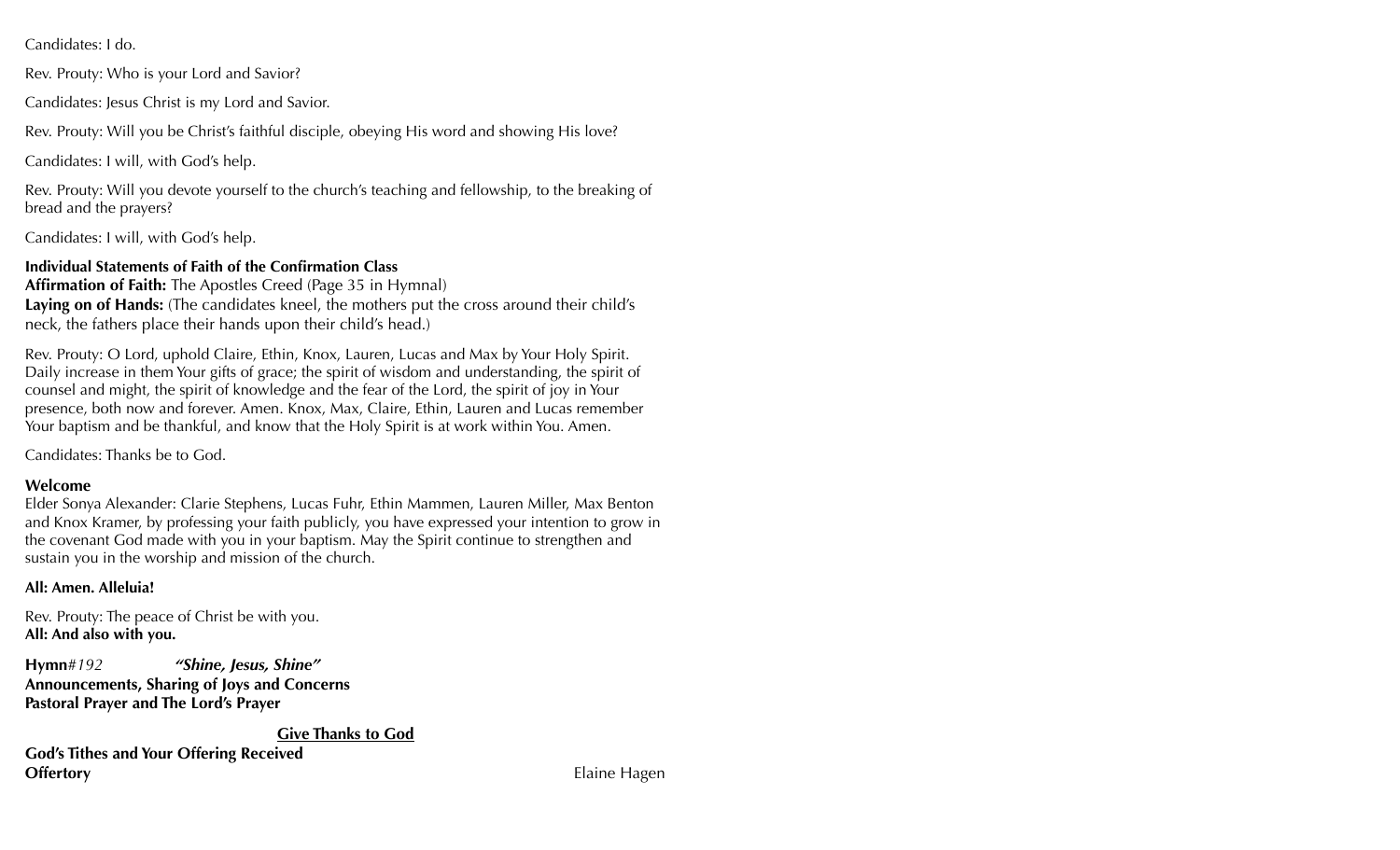Candidates: I do.

Rev. Prouty: Who is your Lord and Savior?

Candidates: Jesus Christ is my Lord and Savior.

Rev. Prouty: Will you be Christ's faithful disciple, obeying His word and showing His love?

Candidates: I will, with God's help.

Rev. Prouty: Will you devote yourself to the church's teaching and fellowship, to the breaking of bread and the prayers?

Candidates: I will, with God's help.

**Individual Statements of Faith of the Confirmation Class**
**Affirmation of Faith:** The Apostles Creed (Page 35 in Hymnal)
**Laying on of Hands:** (The candidates kneel, the mothers put the cross around their child's neck, the fathers place their hands upon their child's head.)

Rev. Prouty: O Lord, uphold Claire, Ethin, Knox, Lauren, Lucas and Max by Your Holy Spirit. Daily increase in them Your gifts of grace; the spirit of wisdom and understanding, the spirit of counsel and might, the spirit of knowledge and the fear of the Lord, the spirit of joy in Your presence, both now and forever. Amen. Knox, Max, Claire, Ethin, Lauren and Lucas remember Your baptism and be thankful, and know that the Holy Spirit is at work within You. Amen.

Candidates: Thanks be to God.

**Welcome**
Elder Sonya Alexander: Clarie Stephens, Lucas Fuhr, Ethin Mammen, Lauren Miller, Max Benton and Knox Kramer, by professing your faith publicly, you have expressed your intention to grow in the covenant God made with you in your baptism. May the Spirit continue to strengthen and sustain you in the worship and mission of the church.

**All: Amen. Alleluia!**

Rev. Prouty: The peace of Christ be with you.
**All: And also with you.**

**Hymn***#192* ***"Shine, Jesus, Shine"***
**Announcements, Sharing of Joys and Concerns**
**Pastoral Prayer and The Lord's Prayer**

**Give Thanks to God**

**God's Tithes and Your Offering Received**
**Offertory** Elaine Hagen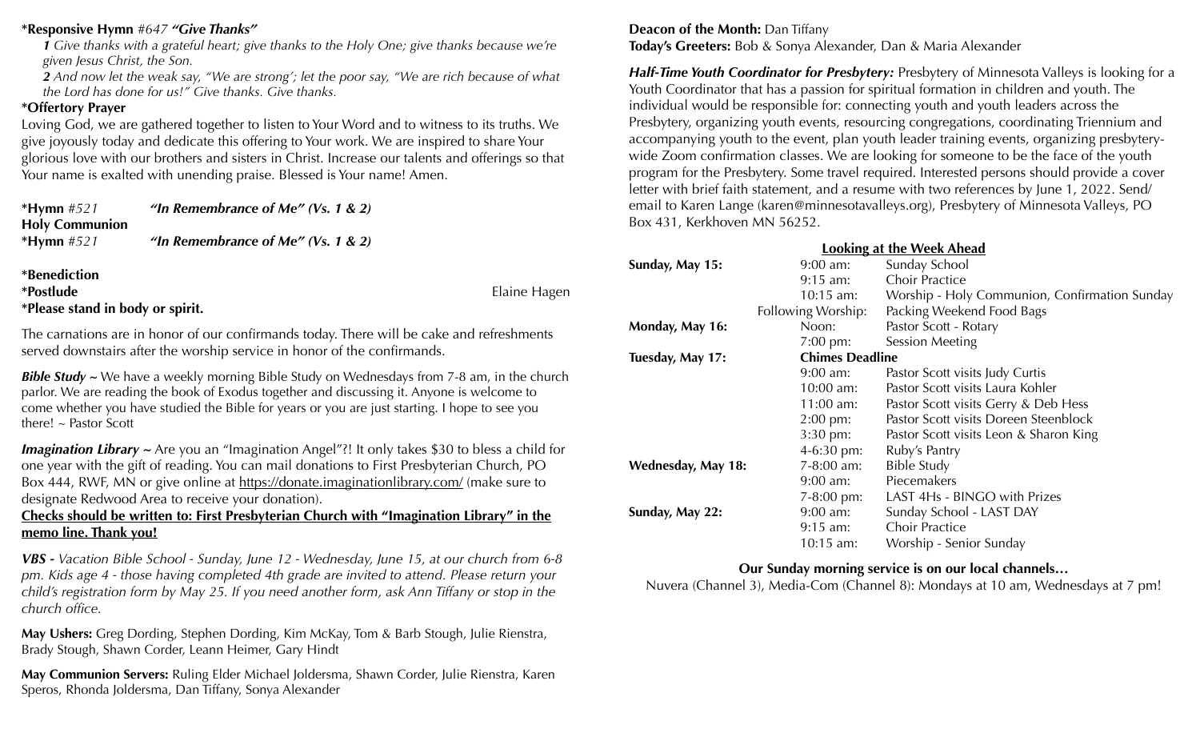**\*Responsive Hymn** *#647* ***"Give Thanks"***

***1*** *Give thanks with a grateful heart; give thanks to the Holy One; give thanks because we're given Jesus Christ, the Son.*

***2*** *And now let the weak say, "We are strong'; let the poor say, "We are rich because of what the Lord has done for us!" Give thanks. Give thanks.*

**\*Offertory Prayer**

Loving God, we are gathered together to listen to Your Word and to witness to its truths. We give joyously today and dedicate this offering to Your work. We are inspired to share Your glorious love with our brothers and sisters in Christ. Increase our talents and offerings so that Your name is exalted with unending praise. Blessed is Your name! Amen.

**\*Hymn** *#521* ***"In Remembrance of Me" (Vs. 1 & 2)***

**Holy Communion**

**\*Hymn** *#521* ***"In Remembrance of Me" (Vs. 1 & 2)***

**\*Benediction**

**\*Postlude** Elaine Hagen

**\*Please stand in body or spirit.**

The carnations are in honor of our confirmands today. There will be cake and refreshments served downstairs after the worship service in honor of the confirmands.

***Bible Study ~*** We have a weekly morning Bible Study on Wednesdays from 7-8 am, in the church parlor. We are reading the book of Exodus together and discussing it. Anyone is welcome to come whether you have studied the Bible for years or you are just starting. I hope to see you there! ~ Pastor Scott

***Imagination Library ~*** Are you an "Imagination Angel"?! It only takes $30 to bless a child for one year with the gift of reading. You can mail donations to First Presbyterian Church, PO Box 444, RWF, MN or give online at https://donate.imaginationlibrary.com/ (make sure to designate Redwood Area to receive your donation).

**Checks should be written to: First Presbyterian Church with "Imagination Library" in the memo line. Thank you!**

***VBS -*** *Vacation Bible School - Sunday, June 12 - Wednesday, June 15, at our church from 6-8 pm. Kids age 4 - those having completed 4th grade are invited to attend. Please return your child's registration form by May 25. If you need another form, ask Ann Tiffany or stop in the church office.*

**May Ushers:** Greg Dording, Stephen Dording, Kim McKay, Tom & Barb Stough, Julie Rienstra, Brady Stough, Shawn Corder, Leann Heimer, Gary Hindt

**May Communion Servers:** Ruling Elder Michael Joldersma, Shawn Corder, Julie Rienstra, Karen Speros, Rhonda Joldersma, Dan Tiffany, Sonya Alexander

**Deacon of the Month:** Dan Tiffany

**Today's Greeters:** Bob & Sonya Alexander, Dan & Maria Alexander

***Half-Time Youth Coordinator for Presbytery:*** Presbytery of Minnesota Valleys is looking for a Youth Coordinator that has a passion for spiritual formation in children and youth. The individual would be responsible for: connecting youth and youth leaders across the Presbytery, organizing youth events, resourcing congregations, coordinating Triennium and accompanying youth to the event, plan youth leader training events, organizing presbytery-wide Zoom confirmation classes. We are looking for someone to be the face of the youth program for the Presbytery. Some travel required. Interested persons should provide a cover letter with brief faith statement, and a resume with two references by June 1, 2022. Send/email to Karen Lange (karen@minnesotavalleys.org), Presbytery of Minnesota Valleys, PO Box 431, Kerkhoven MN 56252.

**Looking at the Week Ahead**

| | | |
|---|---|---|
| **Sunday, May 15:** | 9:00 am: | Sunday School |
| | 9:15 am: | Choir Practice |
| | 10:15 am: | Worship - Holy Communion, Confirmation Sunday |
| | Following Worship: | Packing Weekend Food Bags |
| **Monday, May 16:** | Noon: | Pastor Scott - Rotary |
| | 7:00 pm: | Session Meeting |
| **Tuesday, May 17:** | **Chimes Deadline** | |
| | 9:00 am: | Pastor Scott visits Judy Curtis |
| | 10:00 am: | Pastor Scott visits Laura Kohler |
| | 11:00 am: | Pastor Scott visits Gerry & Deb Hess |
| | 2:00 pm: | Pastor Scott visits Doreen Steenblock |
| | 3:30 pm: | Pastor Scott visits Leon & Sharon King |
| | 4-6:30 pm: | Ruby's Pantry |
| **Wednesday, May 18:** | 7-8:00 am: | Bible Study |
| | 9:00 am: | Piecemakers |
| | 7-8:00 pm: | LAST 4Hs - BINGO with Prizes |
| **Sunday, May 22:** | 9:00 am: | Sunday School - LAST DAY |
| | 9:15 am: | Choir Practice |
| | 10:15 am: | Worship - Senior Sunday |

**Our Sunday morning service is on our local channels…**

Nuvera (Channel 3), Media-Com (Channel 8): Mondays at 10 am, Wednesdays at 7 pm!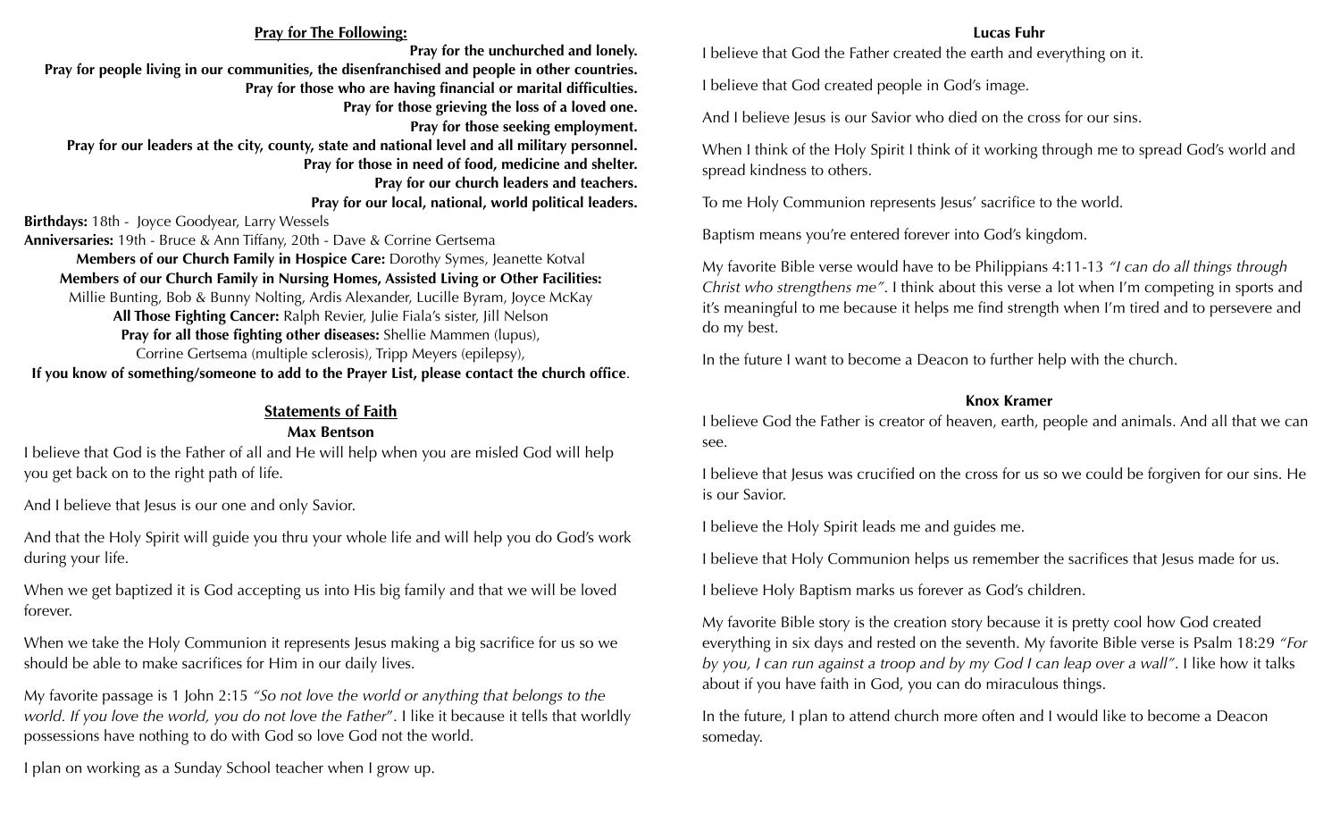## Pray for The Following:

**Pray for the unchurched and lonely.**
**Pray for people living in our communities, the disenfranchised and people in other countries.**
**Pray for those who are having financial or marital difficulties.**
**Pray for those grieving the loss of a loved one.**
**Pray for those seeking employment.**
**Pray for our leaders at the city, county, state and national level and all military personnel.**
**Pray for those in need of food, medicine and shelter.**
**Pray for our church leaders and teachers.**
**Pray for our local, national, world political leaders.**

**Birthdays:** 18th - Joyce Goodyear, Larry Wessels

**Anniversaries:** 19th - Bruce & Ann Tiffany, 20th - Dave & Corrine Gertsema

**Members of our Church Family in Hospice Care:** Dorothy Symes, Jeanette Kotval

**Members of our Church Family in Nursing Homes, Assisted Living or Other Facilities:**
Millie Bunting, Bob & Bunny Nolting, Ardis Alexander, Lucille Byram, Joyce McKay

**All Those Fighting Cancer:** Ralph Revier, Julie Fiala's sister, Jill Nelson

**Pray for all those fighting other diseases:** Shellie Mammen (lupus), Corrine Gertsema (multiple sclerosis), Tripp Meyers (epilepsy),

**If you know of something/someone to add to the Prayer List, please contact the church office**.

## Statements of Faith

### Max Bentson

I believe that God is the Father of all and He will help when you are misled God will help you get back on to the right path of life.

And I believe that Jesus is our one and only Savior.

And that the Holy Spirit will guide you thru your whole life and will help you do God's work during your life.

When we get baptized it is God accepting us into His big family and that we will be loved forever.

When we take the Holy Communion it represents Jesus making a big sacrifice for us so we should be able to make sacrifices for Him in our daily lives.

My favorite passage is 1 John 2:15 *"So not love the world or anything that belongs to the world. If you love the world, you do not love the Father*". I like it because it tells that worldly possessions have nothing to do with God so love God not the world.

I plan on working as a Sunday School teacher when I grow up.

### Lucas Fuhr

I believe that God the Father created the earth and everything on it.

I believe that God created people in God's image.

And I believe Jesus is our Savior who died on the cross for our sins.

When I think of the Holy Spirit I think of it working through me to spread God's world and spread kindness to others.

To me Holy Communion represents Jesus' sacrifice to the world.

Baptism means you're entered forever into God's kingdom.

My favorite Bible verse would have to be Philippians 4:11-13 *"I can do all things through Christ who strengthens me"*. I think about this verse a lot when I'm competing in sports and it's meaningful to me because it helps me find strength when I'm tired and to persevere and do my best.

In the future I want to become a Deacon to further help with the church.

### Knox Kramer

I believe God the Father is creator of heaven, earth, people and animals. And all that we can see.

I believe that Jesus was crucified on the cross for us so we could be forgiven for our sins. He is our Savior.

I believe the Holy Spirit leads me and guides me.

I believe that Holy Communion helps us remember the sacrifices that Jesus made for us.

I believe Holy Baptism marks us forever as God's children.

My favorite Bible story is the creation story because it is pretty cool how God created everything in six days and rested on the seventh. My favorite Bible verse is Psalm 18:29 *"For by you, I can run against a troop and by my God I can leap over a wall"*. I like how it talks about if you have faith in God, you can do miraculous things.

In the future, I plan to attend church more often and I would like to become a Deacon someday.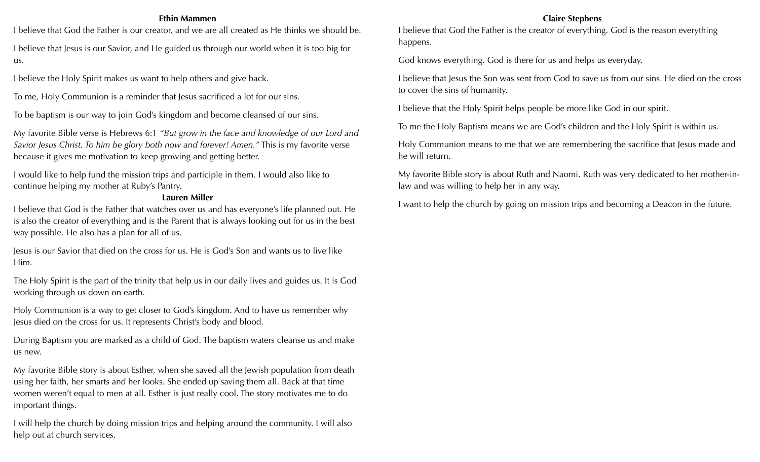### Ethin Mammen

I believe that God the Father is our creator, and we are all created as He thinks we should be.

I believe that Jesus is our Savior, and He guided us through our world when it is too big for us.

I believe the Holy Spirit makes us want to help others and give back.

To me, Holy Communion is a reminder that Jesus sacrificed a lot for our sins.

To be baptism is our way to join God's kingdom and become cleansed of our sins.

My favorite Bible verse is Hebrews 6:1 *"But grow in the face and knowledge of our Lord and Savior Jesus Christ. To him be glory both now and forever! Amen."* This is my favorite verse because it gives me motivation to keep growing and getting better.

I would like to help fund the mission trips and participle in them. I would also like to continue helping my mother at Ruby's Pantry.

### Lauren Miller

I believe that God is the Father that watches over us and has everyone's life planned out. He is also the creator of everything and is the Parent that is always looking out for us in the best way possible. He also has a plan for all of us.

Jesus is our Savior that died on the cross for us. He is God's Son and wants us to live like Him.

The Holy Spirit is the part of the trinity that help us in our daily lives and guides us. It is God working through us down on earth.

Holy Communion is a way to get closer to God's kingdom. And to have us remember why Jesus died on the cross for us. It represents Christ's body and blood.

During Baptism you are marked as a child of God. The baptism waters cleanse us and make us new.

My favorite Bible story is about Esther, when she saved all the Jewish population from death using her faith, her smarts and her looks. She ended up saving them all. Back at that time women weren't equal to men at all. Esther is just really cool. The story motivates me to do important things.

I will help the church by doing mission trips and helping around the community. I will also help out at church services.

### Claire Stephens

I believe that God the Father is the creator of everything. God is the reason everything happens.

God knows everything. God is there for us and helps us everyday.

I believe that Jesus the Son was sent from God to save us from our sins. He died on the cross to cover the sins of humanity.

I believe that the Holy Spirit helps people be more like God in our spirit.

To me the Holy Baptism means we are God's children and the Holy Spirit is within us.

Holy Communion means to me that we are remembering the sacrifice that Jesus made and he will return.

My favorite Bible story is about Ruth and Naomi. Ruth was very dedicated to her mother-in-law and was willing to help her in any way.

I want to help the church by going on mission trips and becoming a Deacon in the future.